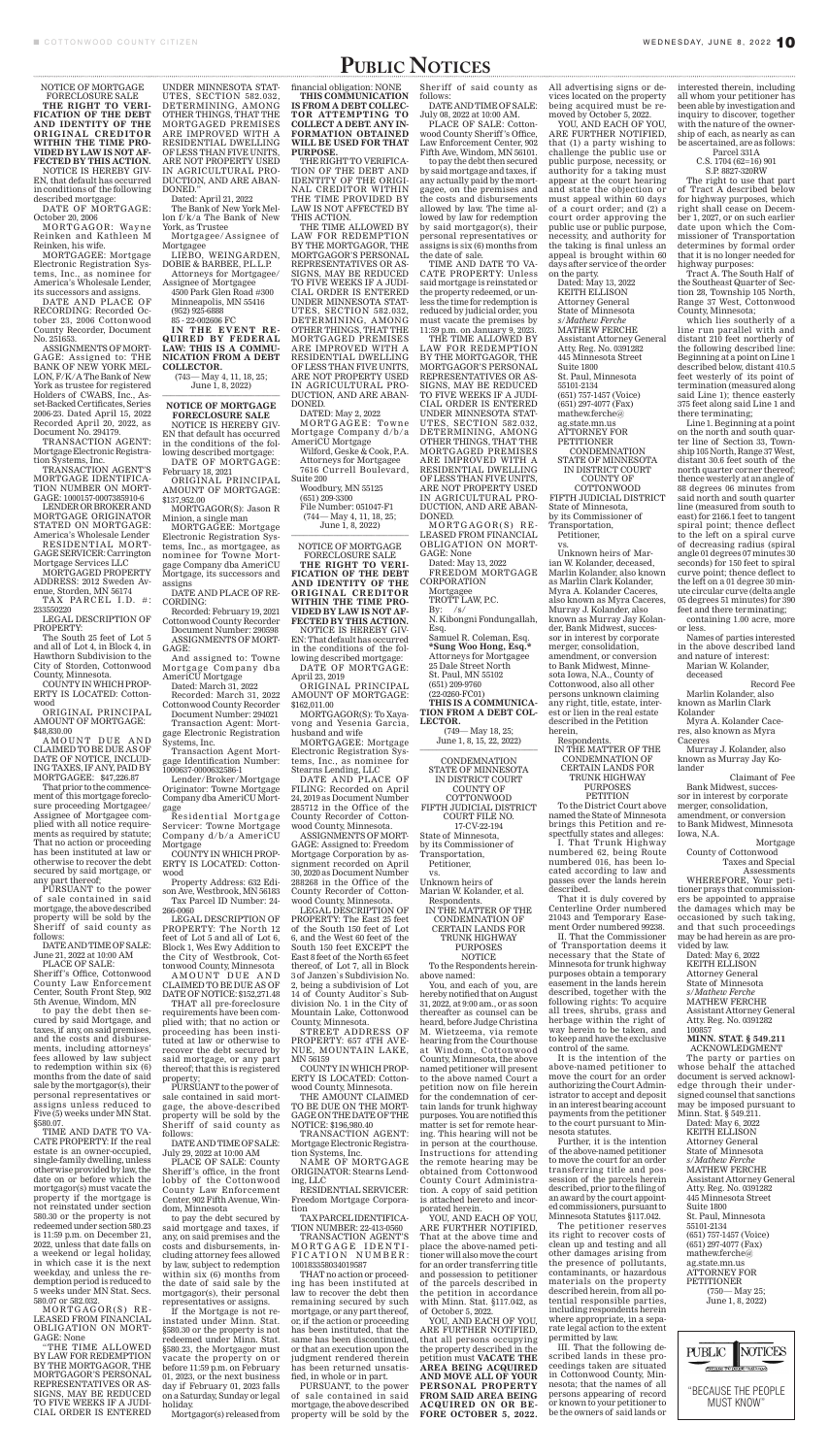# PUBLIC NOTICES

NOTICE OF MORTGAGE FORECLOSURE SALE

**THE RIGHT TO VERIFICATION OF THE DEBT AND IDENTITY OF THE ORIGINAL CREDITOR WITHIN THE TIME PROVIDED BY LAW IS NOT AFFECTED BY THIS ACTION.**

NOTICE IS HEREBY GIVEN, that default has occurred in conditions of the following described mortgage:

DATE OF MORTGAGE: October 20, 2006

MORTGAGOR: Wayne Reinken and Kathleen M Reinken, his wife.

MORTGAGEE: Mortgage Electronic Registration Systems, Inc., as nominee for America's Wholesale Lender, its successors and assigns.

DATE AND PLACE OF RECORDING: Recorded October 23, 2006 Cottonwood County Recorder, Document No. 251653.

ASSIGNMENTS OF MORTGAGE: Assigned to: THE BANK OF NEW YORK MELLON, F/K/A The Bank of New York as trustee for registered Holders of CWABS, Inc., Asset-Backed Certificates, Series 2006-23. Dated April 15, 2022 Recorded April 20, 2022, as Document No. 294179.

TRANSACTION AGENT: Mortgage Electronic Registration Systems, Inc.

TRANSACTION AGENT'S MORTGAGE IDENTIFICATION NUMBER ON MORTGAGE: 1000157-0007385910-6

LENDER OR BROKER AND MORTGAGE ORIGINATOR STATED ON MORTGAGE: America's Wholesale Lender

RESIDENTIAL MORTGAGE SERVICER: Carrington Mortgage Services LLC

MORTGAGED PROPERTY ADDRESS: 2012 Sweden Avenue, Storden, MN 56174

TAX PARCEL I.D. #: 233550220

LEGAL DESCRIPTION OF PROPERTY:

The South 25 feet of Lot 5 and all of Lot 4, in Block 4, in Hawthorn Subdivision to the City of Storden, Cottonwood County, Minnesota.

COUNTY IN WHICH PROPERTY IS LOCATED: Cottonwood

ORIGINAL PRINCIPAL AMOUNT OF MORTGAGE: $48,830.00

AMOUNT DUE AND CLAIMED TO BE DUE AS OF DATE OF NOTICE, INCLUDING TAXES, IF ANY, PAID BY MORTGAGEE: $47,226.87

That prior to the commencement of this mortgage foreclosure proceeding Mortgagee/Assignee of Mortgagee complied with all notice requirements as required by statute; That no action or proceeding has been instituted at law or otherwise to recover the debt secured by said mortgage, or any part thereof;

PURSUANT to the power of sale contained in said mortgage, the above described property will be sold by the Sheriff of said county as follows:

DATE AND TIME OF SALE: June 21, 2022 at 10:00 AM

PLACE OF SALE: Sheriff's Office, Cottonwood County Law Enforcement Center, South Front Step, 902 5th Avenue, Windom, MN

to pay the debt then secured by said Mortgage, and taxes, if any, on said premises, and the costs and disbursements, including attorneys' fees allowed by law subject to redemption within six (6) months from the date of said sale by the mortgagor(s), their personal representatives or assigns unless reduced to Five (5) weeks under MN Stat. §580.07.

TIME AND DATE TO VACATE PROPERTY: If the real estate is an owner-occupied, single-family dwelling, unless otherwise provided by law, the date on or before which the mortgagor(s) must vacate the property if the mortgage is not reinstated under section 580.30 or the property is not redeemed under section 580.23 is 11:59 p.m. on December 21, 2022, unless that date falls on a weekend or legal holiday, in which case it is the next weekday, and unless the redemption period is reduced to 5 weeks under MN Stat. Secs. 580.07 or 582.032.

MORTGAGOR(S) RELEASED FROM FINANCIAL OBLIGATION ON MORTGAGE: None

"THE TIME ALLOWED BY LAW FOR REDEMPTION BY THE MORTGAGOR, THE MORTGAGOR'S PERSONAL REPRESENTATIVES OR ASSIGNS, MAY BE REDUCED TO FIVE WEEKS IF A JUDICIAL ORDER IS ENTERED UNDER MINNESOTA STATUTES, SECTION 582.032, DETERMINING, AMONG OTHER THINGS, THAT THE MORTGAGED PREMISES ARE IMPROVED WITH A RESIDENTIAL DWELLING OF LESS THAN FIVE UNITS, ARE NOT PROPERTY USED IN AGRICULTURAL PRODUCTION, AND ARE ABANDONED."

Dated: April 21, 2022

The Bank of New York Mellon f/k/a The Bank of New York, as Trustee

Mortgagee/Assignee of Mortgagee

LIEBO, WEINGARDEN, DOBIE & BARBEE, P.L.L.P.

Attorneys for Mortgagee/Assignee of Mortgagee

4500 Park Glen Road #300

Minneapolis, MN 55416

(952) 925-6888

85 - 22-002606 FC

**IN THE EVENT REQUIRED BY FEDERAL LAW: THIS IS A COMMUNICATION FROM A DEBT COLLECTOR.**

(743— May 4, 11, 18, 25; June 1, 8, 2022)

---

**NOTICE OF MORTGAGE FORECLOSURE SALE**

NOTICE IS HEREBY GIVEN that default has occurred in the conditions of the following described mortgage:

DATE OF MORTGAGE: February 18, 2021

ORIGINAL PRINCIPAL AMOUNT OF MORTGAGE: $137,952.00

MORTGAGOR(S): Jason R Minion, a single man

MORTGAGEE: Mortgage Electronic Registration Systems, Inc., as mortgagee, as nominee for Towne Mortgage Company dba AmeriCU Mortgage, its successors and assigns

DATE AND PLACE OF RECORDING:

Recorded: February 19, 2021 Cottonwood County Recorder Document Number: 290598

ASSIGNMENTS OF MORTGAGE:

And assigned to: Towne Mortgage Company dba AmeriCU Mortgage

Dated: March 31, 2022

Recorded: March 31, 2022 Cottonwood County Recorder Document Number: 294021

Transaction Agent: Mortgage Electronic Registration Systems, Inc.

Transaction Agent Mortgage Identification Number: 1000637-0000832586-1

Lender/Broker/Mortgage Originator: Towne Mortgage Company dba AmeriCU Mortgage

Residential Mortgage Servicer: Towne Mortgage Company d/b/a AmeriCU Mortgage

COUNTY IN WHICH PROPERTY IS LOCATED: Cottonwood

Property Address: 632 Edison Ave, Westbrook, MN 56183

Tax Parcel ID Number: 24-266-0060

LEGAL DESCRIPTION OF PROPERTY: The North 12 feet of Lot 5 and all of Lot 6, Block 1, Wes Ewy Addition to the City of Westbrook, Cottonwood County, Minnesota

AMOUNT DUE AND CLAIMED TO BE DUE AS OF DATE OF NOTICE: $152,271.48

THAT all pre-foreclosure requirements have been complied with; that no action or proceeding has been instituted at law or otherwise to recover the debt secured by said mortgage, or any part thereof; that this is registered property;

PURSUANT to the power of sale contained in said mortgage, the above-described property will be sold by the Sheriff of said county as follows:

DATE AND TIME OF SALE: July 29, 2022 at 10:00 AM

PLACE OF SALE: County Sheriff's office, in the front lobby of the Cottonwood County Law Enforcement Center, 902 Fifth Avenue, Windom, Minnesota

to pay the debt secured by said mortgage and taxes, if any, on said premises and the costs and disbursements, including attorney fees allowed by law, subject to redemption within six (6) months from the date of said sale by the mortgagor(s), their personal representatives or assigns.

If the Mortgage is not reinstated under Minn. Stat. §580.30 or the property is not redeemed under Minn. Stat. §580.23, the Mortgagor must vacate the property on or before 11:59 p.m. on February 01, 2023, or the next business day if February 01, 2023 falls on a Saturday, Sunday or legal holiday.

Mortgagor(s) released from financial obligation: NONE

**THIS COMMUNICATION IS FROM A DEBT COLLECTOR ATTEMPTING TO COLLECT A DEBT. ANY INFORMATION OBTAINED WILL BE USED FOR THAT PURPOSE.**

THE RIGHT TO VERIFICATION OF THE DEBT AND IDENTITY OF THE ORIGINAL CREDITOR WITHIN THE TIME PROVIDED BY LAW IS NOT AFFECTED BY THIS ACTION.

THE TIME ALLOWED BY LAW FOR REDEMPTION BY THE MORTGAGOR, THE MORTGAGOR'S PERSONAL REPRESENTATIVES OR ASSIGNS, MAY BE REDUCED TO FIVE WEEKS IF A JUDICIAL ORDER IS ENTERED UNDER MINNESOTA STATUTES, SECTION 582.032, DETERMINING, AMONG OTHER THINGS, THAT THE MORTGAGED PREMISES ARE IMPROVED WITH A RESIDENTIAL DWELLING OF LESS THAN FIVE UNITS, ARE NOT PROPERTY USED IN AGRICULTURAL PRODUCTION, AND ARE ABANDONED.

DATED: May 2, 2022

MORTGAGEE: Towne Mortgage Company d/b/a AmeriCU Mortgage

Wilford, Geske & Cook, P.A.

Attorneys for Mortgagee

7616 Currell Boulevard, Suite 200

Woodbury, MN 55125

(651) 209-3300

File Number: 051047-F1

(744— May 4, 11, 18, 25; June 1, 8, 2022)

---

NOTICE OF MORTGAGE FORECLOSURE SALE

**THE RIGHT TO VERIFICATION OF THE DEBT AND IDENTITY OF THE ORIGINAL CREDITOR WITHIN THE TIME PROVIDED BY LAW IS NOT AFFECTED BY THIS ACTION.**

NOTICE IS HEREBY GIVEN: That default has occurred in the conditions of the following described mortgage:

DATE OF MORTGAGE: April 23, 2019

ORIGINAL PRINCIPAL AMOUNT OF MORTGAGE: $162,011.00

MORTGAGOR(S): To Xayavong and Yesenia Garcia, husband and wife

MORTGAGEE: Mortgage Electronic Registration Systems, Inc., as nominee for Stearns Lending, LLC

DATE AND PLACE OF FILING: Recorded on April 24, 2019 as Document Number 285712 in the Office of the County Recorder of Cottonwood County, Minnesota.

ASSIGNMENTS OF MORTGAGE: Assigned to: Freedom Mortgage Corporation by assignment recorded on April 30, 2020 as Document Number 288268 in the Office of the County Recorder of Cottonwood County, Minnesota.

LEGAL DESCRIPTION OF PROPERTY: The East 25 feet of the South 150 feet of Lot 6, and the West 60 feet of the South 150 feet EXCEPT the East 8 feet of the North 65 feet thereof, of Lot 7, all in Block 3 of Jansen's Subdivision No. 2, being a subdivision of Lot 14 of County Auditor's Subdivision No. 1 in the City of Mountain Lake, Cottonwood County, Minnesota.

STREET ADDRESS OF PROPERTY: 657 4TH AVENUE, MOUNTAIN LAKE, MN 56159

COUNTY IN WHICH PROPERTY IS LOCATED: Cottonwood County, Minnesota.

THE AMOUNT CLAIMED TO BE DUE ON THE MORTGAGE ON THE DATE OF THE NOTICE: $196,980.40

TRANSACTION AGENT: Mortgage Electronic Registration Systems, Inc.

NAME OF MORTGAGE ORIGINATOR: Stearns Lending, LLC

RESIDENTIAL SERVICER: Freedom Mortgage Corporation

TAX PARCEL IDENTIFICATION NUMBER: 22-413-0560

TRANSACTION AGENT'S MORTGAGE IDENTIFICATION NUMBER: 100183358034019587

THAT no action or proceeding has been instituted at law to recover the debt then remaining secured by such mortgage, or any part thereof, or, if the action or proceeding has been instituted, that the same has been discontinued, or that an execution upon the judgment rendered therein has been returned unsatisfied, in whole or in part.

PURSUANT, to the power of sale contained in said mortgage, the above described property will be sold by the Sheriff of said county as follows:

DATE AND TIME OF SALE: July 08, 2022 at 10:00 AM.

PLACE OF SALE: Cottonwood County Sheriff's Office, Law Enforcement Center, 902 Fifth Ave, Windom, MN 56101.

to pay the debt then secured by said mortgage and taxes, if any actually paid by the mortgagee, on the premises and the costs and disbursements allowed by law. The time allowed by law for redemption by said mortgagor(s), their personal representatives or assigns is six (6) months from the date of sale.

TIME AND DATE TO VACATE PROPERTY: Unless said mortgage is reinstated or the property redeemed, or unless the time for redemption is reduced by judicial order, you must vacate the premises by 11:59 p.m. on January 9, 2023.

THE TIME ALLOWED BY LAW FOR REDEMPTION BY THE MORTGAGOR, THE MORTGAGOR'S PERSONAL REPRESENTATIVES OR ASSIGNS, MAY BE REDUCED TO FIVE WEEKS IF A JUDICIAL ORDER IS ENTERED UNDER MINNESOTA STATUTES, SECTION 582.032, DETERMINING, AMONG OTHER THINGS, THAT THE MORTGAGED PREMISES ARE IMPROVED WITH A RESIDENTIAL DWELLING OF LESS THAN FIVE UNITS, ARE NOT PROPERTY USED IN AGRICULTURAL PRODUCTION, AND ARE ABANDONED.

MORTGAGOR(S) RELEASED FROM FINANCIAL OBLIGATION ON MORTGAGE: None

Dated: May 13, 2022

FREEDOM MORTGAGE CORPORATION

Mortgagee

TROTT LAW, P.C.

By: /s/

N. Kibongni Fondungallah, Esq.

Samuel R. Coleman, Esq.

**\*Sung Woo Hong, Esq.\***

Attorneys for Mortgagee

25 Dale Street North

St. Paul, MN 55102

(651) 209-9760

(22-0260-FC01)

**THIS IS A COMMUNICATION FROM A DEBT COLLECTOR.**

(749— May 18, 25; June 1, 8, 15, 22, 2022)

---

CONDEMNATION

STATE OF MINNESOTA

IN DISTRICT COURT

COUNTY OF COTTONWOOD

FIFTH JUDICIAL DISTRICT

COURT FILE NO. 17-CV-22-194

State of Minnesota, by its Commissioner of Transportation,

Petitioner,

vs.

Unknown heirs of Marian W. Kolander, et al.

Respondents.

IN THE MATTER OF THE CONDEMNATION OF CERTAIN LANDS FOR TRUNK HIGHWAY PURPOSES

NOTICE

To the Respondents hereinabove named:

You, and each of you, are hereby notified that on August 31, 2022, at 9:00 am., or as soon thereafter as counsel can be heard, before Judge Christina M. Wietzema, via remote hearing from the Courthouse at Windom, Cottonwood County, Minnesota, the above named petitioner will present to the above named Court a petition now on file herein for the condemnation of certain lands for trunk highway purposes. You are notified this matter is set for remote hearing. This hearing will not be in person at the courthouse. Instructions for attending the remote hearing may be obtained from Cottonwood County Court Administration. A copy of said petition is attached hereto and incorporated herein.

YOU, AND EACH OF YOU, ARE FURTHER NOTIFIED, That at the above time and place the above-named petitioner will also move the court for an order transferring title and possession to petitioner of the parcels described in the petition in accordance with Minn. Stat. §117.042, as of October 5, 2022.

YOU, AND EACH OF YOU, ARE FURTHER NOTIFIED, that all persons occupying the property described in the petition must **VACATE THE AREA BEING ACQUIRED AND MOVE ALL OF YOUR PERSONAL PROPERTY FROM SAID AREA BEING ACQUIRED ON OR BEFORE OCTOBER 5, 2022.** All advertising signs or devices located on the property being acquired must be removed by October 5, 2022.

YOU, AND EACH OF YOU, ARE FURTHER NOTIFIED, that (1) a party wishing to challenge the public use or public purpose, necessity, or authority for a taking must appear at the court hearing and state the objection or must appeal within 60 days of a court order; and (2) a court order approving the public use or public purpose, necessity, and authority for the taking is final unless an appeal is brought within 60 days after service of the order on the party.

Dated: May 13, 2022

KEITH ELLISON

Attorney General

State of Minnesota

*s/Mathew Ferche*

MATHEW FERCHE

Assistant Attorney General

Atty. Reg. No. 0391282

445 Minnesota Street

Suite 1800

St. Paul, Minnesota 55101-2134

(651) 757-1457 (Voice)

(651) 297-4077 (Fax)

mathew.ferche@ag.state.mn.us

ATTORNEY FOR PETITIONER

CONDEMNATION

STATE OF MINNESOTA

IN DISTRICT COURT

COUNTY OF COTTONWOOD

FIFTH JUDICIAL DISTRICT

State of Minnesota, by its Commissioner of Transportation,

Petitioner,

vs.

Unknown heirs of Marian W. Kolander, deceased, Marlin Kolander, also known as Marlin Clark Kolander; Myra A. Kolander Caceres, also known as Myra Caceres, Murray J. Kolander, also known as Murray Jay Kolander, Bank Midwest, successor in interest by corporate merger, consolidation, amendment, or conversion to Bank Midwest, Minnesota Iowa, N.A., County of Cottonwood, also all other persons unknown claiming any right, title, estate, interest or lien in the real estate described in the Petition herein,

Respondents.

IN THE MATTER OF THE CONDEMNATION OF CERTAIN LANDS FOR TRUNK HIGHWAY PURPOSES

PETITION

To the District Court above named the State of Minnesota brings this Petition and respectfully states and alleges:

I. That Trunk Highway numbered 62, being Route numbered 016, has been located according to law and passes over the lands herein described.

That it is duly covered by Centerline Order numbered 21043 and Temporary Easement Order numbered 99238.

II. That the Commissioner of Transportation deems it necessary that the State of Minnesota for trunk highway purposes obtain a temporary easement in the lands herein described, together with the following rights: To acquire all trees, shrubs, grass and herbage within the right of way herein to be taken, and to keep and have the exclusive control of the same.

It is the intention of the above-named petitioner to move the court for an order authorizing the Court Administrator to accept and deposit in an interest bearing account payments from the petitioner to the court pursuant to Minnesota statutes.

Further, it is the intention of the above-named petitioner to move the court for an order transferring title and possession of the parcels herein described, prior to the filing of an award by the court appointed commissioners, pursuant to Minnesota Statutes §117.042.

The petitioner reserves its right to recover costs of clean up and testing and all other damages arising from the presence of pollutants, contaminants, or hazardous materials on the property described herein, from all potential responsible parties, including respondents herein where appropriate, in a separate legal action to the extent permitted by law.

III. That the following described lands in these proceedings taken are situated in Cottonwood County, Minnesota; that the names of all persons appearing of record or known to your petitioner to be the owners of said lands or interested therein, including all whom your petitioner has been able by investigation and inquiry to discover, together with the nature of the ownership of each, as nearly as can be ascertained, are as follows:

Parcel 331A

C.S. 1704 (62=16) 901

S.P. 8827-320RW

The right to use that part of Tract A described below for highway purposes, which right shall cease on December 1, 2027, or on such earlier date upon which the Commissioner of Transportation determines by formal order that it is no longer needed for highway purposes:

Tract A. The South Half of the Southeast Quarter of Section 28, Township 105 North, Range 37 West, Cottonwood County, Minnesota;

which lies southerly of a line run parallel with and distant 210 feet northerly of the following described line: Beginning at a point on Line 1 described below, distant 410.5 feet westerly of its point of termination (measured along said Line 1); thence easterly 375 feet along said Line 1 and there terminating;

Line 1. Beginning at a point on the north and south quarter line of Section 33, Township 105 North, Range 37 West, distant 30.6 feet south of the north quarter corner thereof; thence westerly at an angle of 88 degrees 08 minutes from said north and south quarter line (measured from south to east) for 2166.1 feet to tangent spiral point; thence deflect to the left on a spiral curve of decreasing radius (spiral angle 00 degrees 07 minutes 30 seconds) for 150 feet to spiral curve point; thence deflect to the left on a 01 degree 30 minute circular curve (delta angle 05 degrees 51 minutes) for 390 feet and there terminating;

containing 1.00 acre, more or less.

Names of parties interested in the above described land and nature of interest:

Marian W. Kolander, deceased

Record Fee

Marlin Kolander, also known as Marlin Clark Kolander

Myra A. Kolander Caceres, also known as Myra Caceres

Murray J. Kolander, also known as Murray Jay Kolander

Claimant of Fee

Bank Midwest, successor in interest by corporate merger, consolidation, amendment, or conversion to Bank Midwest, Minnesota Iowa, N.A.

Mortgage

County of Cottonwood

Taxes and Special Assessments

WHEREFORE, Your petitioner prays that commissioners be appointed to appraise the damages which may be occasioned by such taking, and that such proceedings may be had herein as are provided by law.

Dated: May 6, 2022

KEITH ELLISON

Attorney General

State of Minnesota

*s/Mathew Ferche*

MATHEW FERCHE

Assistant Attorney General

Atty. Reg. No. 0391282

100657

**MINN. STAT. § 549.211**

ACKNOWLEDGMENT

The party or parties on whose behalf the attached document is served acknowledge through their undersigned counsel that sanctions may be imposed pursuant to Minn. Stat. § 549.211.

Dated: May 6, 2022

KEITH ELLISON

Attorney General

State of Minnesota

*s/Mathew Ferche*

MATHEW FERCHE

Assistant Attorney General

Atty. Reg. No. 0391282

445 Minnesota Street

Suite 1800

St. Paul, Minnesota 55101-2134

(651) 757-1457 (Voice)

(651) 297-4077 (Fax)

mathew.ferche@ag.state.mn.us

ATTORNEY FOR PETITIONER

(750— May 25; June 1, 8, 2022)

PUBLIC NOTICES

"BECAUSE THE PEOPLE MUST KNOW"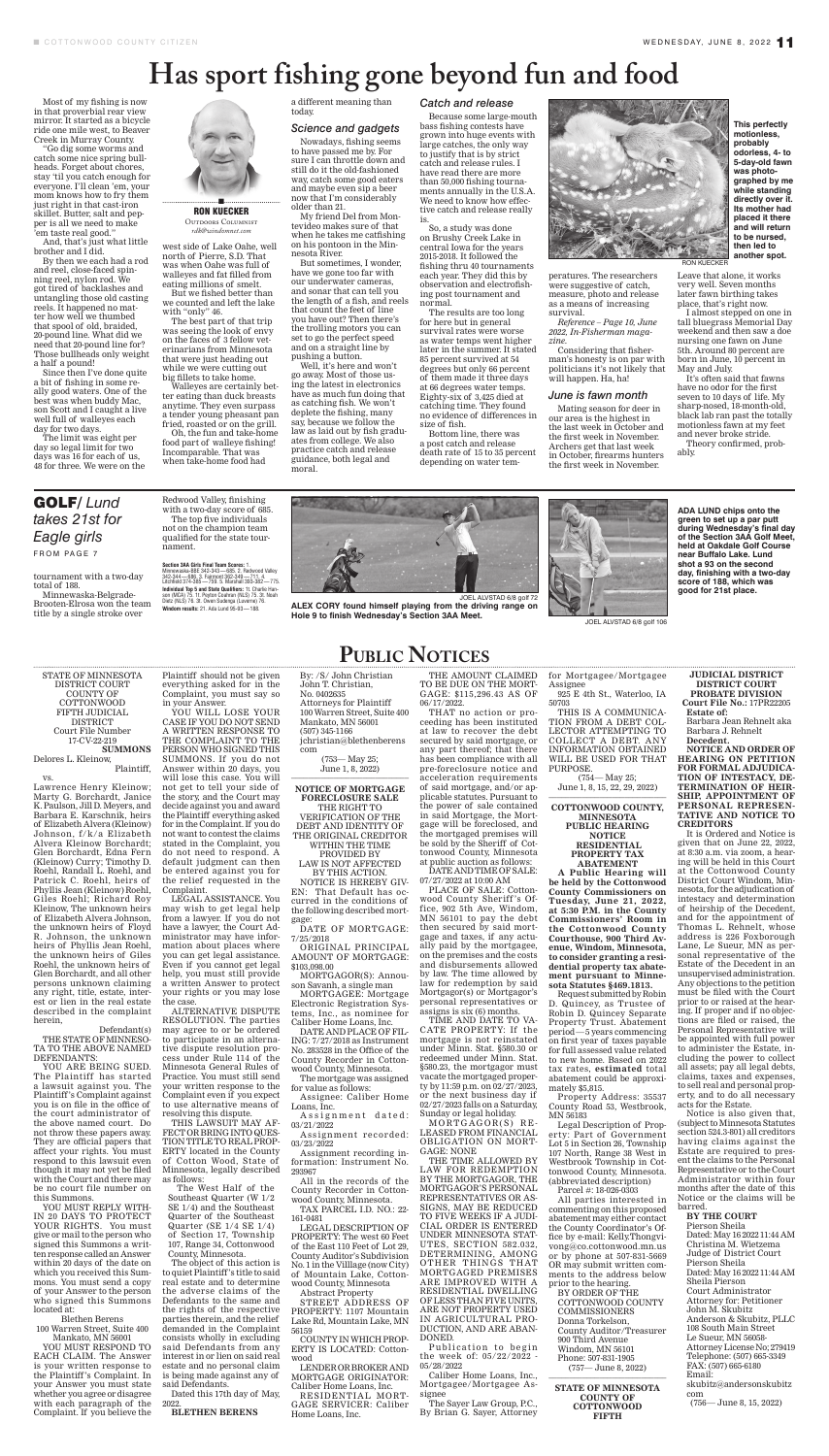# Has sport fishing gone beyond fun and food

**RON KUECKER**
OUTDOORS COLUMNIST
rdk@windomnet.com

Most of my fishing is now in that proverbial rear view mirror. It started as a bicycle ride one mile west, to Beaver Creek in Murray County.

"Go dig some worms and catch some nice spring bullheads. Forget about chores, stay 'til you catch enough for everyone. I'll clean 'em, your mom knows how to fry them just right in that cast-iron skillet. Butter, salt and pepper is all we need to make 'em taste real good."

And, that's just what little brother and I did.

By then we each had a rod and reel, close-faced spinning reel, nylon rod. We got tired of backlashes and untangling those old casting reels. It happened no matter how well we thumbed that spool of old, braided, 20-pound line. What did we need that 20-pound line for? Those bullheads only weight a half a pound!

Since then I've done quite a bit of fishing in some really good waters. One of the best was when buddy Mac, son Scott and I caught a live well full of walleyes each day for two days.

The limit was eight per day so legal limit for two days was 16 for each of us, 48 for three. We were on the west side of Lake Oahe, well north of Pierre, S.D. That was when Oahe was full of walleyes and fat filled from eating millions of smelt.

But we fished better than we counted and left the lake with "only" 46.

The best part of that trip was seeing the look of envy on the faces of 3 fellow veterinarians from Minnesota that were just heading out while we were cutting out big fillets to take home.

Walleyes are certainly better eating than duck breasts anytime. They even surpass a tender young pheasant pan fried, roasted or on the grill.

Oh, the fun and take-home food part of walleye fishing! Incomparable. That was when take-home food had a different meaning than today.

## Science and gadgets

Nowadays, fishing seems to have passed me by. For sure I can throttle down and still do it the old-fashioned way, catch some good eaters and maybe even sip a beer now that I'm considerably older than 21.

My friend Del from Montevideo makes sure of that when he takes me catfishing on his pontoon in the Minnesota River.

But sometimes, I wonder, have we gone too far with our underwater cameras, and sonar that can tell you the length of a fish, and reels that count the feet of line you have out? Then there's the trolling motors you can set to go the perfect speed and on a straight line by pushing a button.

Well, it's here and won't go away. Most of those using the latest in electronics have as much fun doing that as catching fish. We won't deplete the fishing, many say, because we follow the law as laid out by fish graduates from college. We also practice catch and release guidance, both legal and moral.

## Catch and release

Because some large-mouth bass fishing contests have grown into huge events with large catches, the only way to justify that is by strict catch and release rules. I have read there are more than 50,000 fishing tournaments annually in the U.S.A. We need to know how effective catch and release really is.

So, a study was done on Brushy Creek Lake in central Iowa for the years 2015-2018. It followed the fishing thru 40 tournaments each year. They did this by observation and electrofishing post tournament and normal.

The results are too long for here but in general survival rates were worse as water temps went higher later in the summer. It stated 85 percent survived at 54 degrees but only 66 percent of them made it three days at 66 degrees water temps. Eighty-six of 3,425 died at catching time. They found no evidence of differences in size of fish.

Bottom line, there was a post catch and release death rate of 15 to 35 percent depending on water temperatures. The researchers were suggestive of catch, measure, photo and release as a means of increasing survival.

*Reference – Page 10, June 2022, In-Fisherman magazine.*

Considering that fisherman's honesty is on par with politicians it's not likely that will happen. Ha, ha!

## June is fawn month

Mating season for deer in our area is the highest in the last week in October and the first week in November. Archers get that last week in October, firearms hunters the first week in November.

RON KUECKER

**This perfectly motionless, probably odorless, 4- to 5-day-old fawn was photographed by me while standing directly over it. Its mother had placed it there and will return to be nursed, then led to another spot.**

Leave that alone, it works very well. Seven months later fawn birthing takes place, that's right now.

I almost stepped on one in tall bluegrass Memorial Day weekend and then saw a doe nursing one fawn on June 5th. Around 80 percent are born in June, 10 percent in May and July.

It's often said that fawns have no odor for the first seven to 10 days of life. My sharp-nosed, 18-month-old, black lab ran past the totally motionless fawn at my feet and never broke stride.

Theory confirmed, probably.

---

# GOLF/ *Lund takes 21st for Eagle girls*

FROM PAGE 7

tournament with a two-day total of 188.

Minnewaska-Belgrade-Brooten-Elrosa won the team title by a single stroke over Redwood Valley, finishing with a two-day score of 685.

The top five individuals not on the champion team qualified for the state tournament.

**Section 3AA Girls Final Team Scores:** 1. Minnewaska-BBE 342-343—685. 2. Redwood Valley 342-344—686. 3. Fairmont 362-349—711. 4. Litchfield 374-378—752. 5. Marshall 393-382—775.
**Individual Top 5 and State Qualifiers:** 1t. Charlie Hansen (MCA) 75. 1t. Peyton Coahran (NLS) 75. 3t. Noah Dietz (NLS) 76. 3t. Owen Sudenga (Luverne) 76.
**Windom results:** 21. Ada Lund 95-93—188.

JOEL ALVSTAD 6/8 golf 72
**ALEX CORY found himself playing from the driving range on Hole 9 to finish Wednesday's Section 3AA Meet.**

JOEL ALVSTAD 6/8 golf 106
**ADA LUND chips onto the green to set up a par putt during Wednesday's final day of the Section 3AA Golf Meet, held at Oakdale Golf Course near Buffalo Lake. Lund shot a 93 on the second day, finishing with a two-day score of 188, which was good for 21st place.**

---

# PUBLIC NOTICES

STATE OF MINNESOTA
DISTRICT COURT
COUNTY OF COTTONWOOD
FIFTH JUDICIAL DISTRICT
Court File Number 17-CV-22-219
**SUMMONS**

Delores L. Kleinow,
Plaintiff,
vs.
Lawrence Henry Kleinow; Marty G. Borchardt, Janice K. Paulson, Jill D. Meyers, and Barbara E. Karschnik, heirs of Elizabeth Alvera (Kleinow) Johnson, f/k/a Elizabeth Alvera Kleinow Borchardt; Glen Borchardt, Edna Fern (Kleinow) Curry; Timothy D. Roehl, Randall L. Roehl, and Patrick C. Roehl, heirs of Phyllis Jean (Kleinow) Roehl, Giles Roehl; Richard Roy Kleinow; The unknown heirs of Elizabeth Alvera Johnson, the unknown heirs of Floyd R. Johnson, the unknown heirs of Phyllis Jean Roehl, the unknown heirs of Giles Roehl, the unknown heirs of Glen Borchardt, and all other persons unknown claiming any right, title, estate, interest or lien in the real estate described in the complaint herein,
Defendant(s)

THE STATE OF MINNESOTA TO THE ABOVE NAMED DEFENDANTS:

YOU ARE BEING SUED. The Plaintiff has started a lawsuit against you. The Plaintiff's Complaint against you is on file in the office of the court administrator of the above named court. Do not throw these papers away. They are official papers that affect your rights. You must respond to this lawsuit even though it may not yet be filed with the Court and there may be no court file number on this Summons.

YOU MUST REPLY WITHIN 20 DAYS TO PROTECT YOUR RIGHTS. You must give or mail to the person who signed this Summons a written response called an Answer within 20 days of the date on which you received this Summons. You must send a copy of your Answer to the person who signed this Summons located at:

Blethen Berens
100 Warren Street, Suite 400
Mankato, MN 56001

YOU MUST RESPOND TO EACH CLAIM. The Answer is your written response to the Plaintiff's Complaint. In your Answer you must state whether you agree or disagree with each paragraph of the Complaint. If you believe the Plaintiff should not be given everything asked for in the Complaint, you must say so in your Answer.

YOU WILL LOSE YOUR CASE IF YOU DO NOT SEND A WRITTEN RESPONSE TO THE COMPLAINT TO THE PERSON WHO SIGNED THIS SUMMONS. If you do not Answer within 20 days, you will lose this case. You will not get to tell your side of the story, and the Court may decide against you and award the Plaintiff everything asked for in the Complaint. If you do not want to contest the claims stated in the Complaint, you do not need to respond. A default judgment can then be entered against you for the relief requested in the Complaint.

LEGAL ASSISTANCE. You may wish to get legal help from a lawyer. If you do not have a lawyer, the Court Administrator may have information about places where you can get legal assistance. Even if you cannot get legal help, you must still provide a written Answer to protect your rights or you may lose the case.

ALTERNATIVE DISPUTE RESOLUTION. The parties may agree to or be ordered to participate in an alternative dispute resolution process under Rule 114 of the Minnesota General Rules of Practice. You must still send your written response to the Complaint even if you expect to use alternative means of resolving this dispute.

THIS LAWSUIT MAY AFFECT OR BRING INTO QUESTION TITLE TO REAL PROPERTY located in the County of Cotton Wood, State of Minnesota, legally described as follows:

The West Half of the Southeast Quarter (W 1/2 SE 1/4) and the Southeast Quarter of the Southeast Quarter (SE 1/4 SE 1/4) of Section 17, Township 107, Range 34, Cottonwood County, Minnesota.

The object of this action is to quiet Plaintiff's title to said real estate and to determine the adverse claims of the Defendants to the same and the rights of the respective parties therein, and the relief demanded in the Complaint consists wholly in excluding said Defendants from any interest in or lien on said real estate and no personal claim is being made against any of said Defendants.

Dated this 17th day of May, 2022.
**BLETHEN BERENS**
By: /S/ John Christian
John T. Christian,
No. 0402635
Attorneys for Plaintiff
100 Warren Street, Suite 400
Mankato, MN 56001
(507) 345-1166
jchristian@blethenberens.com
(753— May 25; June 1, 8, 2022)

---

**NOTICE OF MORTGAGE FORECLOSURE SALE**
THE RIGHT TO VERIFICATION OF THE DEBT AND IDENTITY OF THE ORIGINAL CREDITOR WITHIN THE TIME PROVIDED BY LAW IS NOT AFFECTED BY THIS ACTION.

NOTICE IS HEREBY GIVEN: That default has occurred in the conditions of the following described mortgage:

DATE OF MORTGAGE: 7/25/2018

ORIGINAL PRINCIPAL AMOUNT OF MORTGAGE: $103,098.00

MORTGAGOR(S): Announson Savanh, a single man

MORTGAGEE: Mortgage Electronic Registration Systems, Inc., as nominee for Caliber Home Loans, Inc.

DATE AND PLACE OF FILING: 7/27/2018 as Instrument No. 283528 in the Office of the County Recorder in Cottonwood County, Minnesota.

The mortgage was assigned for value as follows:

Assignee: Caliber Home Loans, Inc.

Assignment dated: 03/21/2022

Assignment recorded: 03/23/2022

Assignment recording information: Instrument No. 293967

All in the records of the County Recorder in Cottonwood County, Minnesota.

TAX PARCEL I.D. NO.: 22-161-0481

LEGAL DESCRIPTION OF PROPERTY: The west 40 Feet of the East 110 Feet of Lot 29, County Auditor's Subdivision No. 1 in the Villlage (now City) of Mountain Lake, Cottonwood County, Minnesota

Abstract Property

STREET ADDRESS OF PROPERTY: 1107 Mountain Lake Rd, Mountain Lake, MN 56159

COUNTY IN WHICH PROPERTY IS LOCATED: Cottonwood

LENDER OR BROKER AND MORTGAGE ORIGINATOR: Caliber Home Loans, Inc.

RESIDENTIAL MORTGAGE SERVICER: Caliber Home Loans, Inc.

THE AMOUNT CLAIMED TO BE DUE ON THE MORTGAGE: $115,296.43 AS OF 06/17/2022.

THAT no action or proceeding has been instituted at law to recover the debt secured by said mortgage, or any part thereof; that there has been compliance with all pre-foreclosure notice and acceleration requirements of said mortgage, and/or applicable statutes. Pursuant to the power of sale contained in said Mortgage, the Mortgage will be foreclosed, and the mortgaged premises will be sold by the Sheriff of Cottonwood County, Minnesota at public auction as follows:

DATE AND TIME OF SALE: 07/27/2022 at 10:00 AM

PLACE OF SALE: Cottonwood County Sheriff's Office, 902 5th Ave, Windom, MN 56101 to pay the debt then secured by said mortgage and taxes, if any actually paid by the mortgagee, on the premises and the costs and disbursements allowed by law. The time allowed by law for redemption by said Mortgagor(s) or Mortgagor's personal representatives or assigns is six (6) months.

TIME AND DATE TO VACATE PROPERTY: If the mortgage is not reinstated under Minn. Stat. §580.30 or redeemed under Minn. Stat. §580.23, the mortgagor must vacate the mortgaged property by 11:59 p.m. on 02/27/2023, or the next business day if 02/27/2023 falls on a Saturday, Sunday or legal holiday.

MORTGAGOR(S) RELEASED FROM FINANCIAL OBLIGATION ON MORTGAGE: NONE

THE TIME ALLOWED BY LAW FOR REDEMPTION BY THE MORTGAGOR, THE MORTGAGOR'S PERSONAL REPRESENTATIVES OR ASSIGNS, MAY BE REDUCED TO FIVE WEEKS IF A JUDICIAL ORDER IS ENTERED UNDER MINNESOTA STATUTES, SECTION 582.032, DETERMINING, AMONG OTHER THINGS THAT MORTGAGED PREMISES ARE IMPROVED WITH A RESIDENTIAL DWELLING OF LESS THAN FIVE UNITS, ARE NOT PROPERTY USED IN AGRICULTURAL PRODUCTION, AND ARE ABANDONED.

Publication to begin the week of: 05/22/2022 - 05/28/2022

Caliber Home Loans, Inc., Mortgagee/Mortgagee Assignee

The Sayer Law Group, P.C., By Brian G. Sayer, Attorney for Mortgagee/Mortgagee Assignee
925 E 4th St., Waterloo, IA 50703

THIS IS A COMMUNICATION FROM A DEBT COLLECTOR ATTEMPTING TO COLLECT A DEBT. ANY INFORMATION OBTAINED WILL BE USED FOR THAT PURPOSE.

(754— May 25; June 1, 8, 15, 22, 29, 2022)

---

**COTTONWOOD COUNTY, MINNESOTA PUBLIC HEARING NOTICE RESIDENTIAL PROPERTY TAX ABATEMENT**

**A Public Hearing will be held by the Cottonwood County Commissioners on Tuesday, June 21, 2022, at 5:30 P.M. in the County Commissioners' Room in the Cottonwood County Courthouse, 900 Third Avenue, Windom, Minnesota, to consider granting a residential property tax abatement pursuant to Minnesota Statutes §469.1813.**

Request submitted by Robin D. Quincey, as Trustee of Robin D. Quincey Separate Property Trust. Abatement period—5 years commencing on first year of taxes payable for full assessed value related to new home. Based on 2022 tax rates, **estimated** total abatement could be approximately $5,815.

Property Address: 35537 County Road 53, Westbrook, MN 56183

Legal Description of Property: Part of Government Lot 5 in Section 26, Township 107 North, Range 38 West in Westbrook Township in Cottonwood County, Minnesota. (abbreviated description)

Parcel #: 18-026-0303

All parties interested in commenting on this proposed abatement may either contact the County Coordinator's Office by e-mail: Kelly.Thongvivong@co.cottonwood.mn.us or by phone at 507-831-5669 OR may submit written comments to the address below prior to the hearing.

BY ORDER OF THE COTTONWOOD COUNTY COMMISSIONERS
Donna Torkelson,
County Auditor/Treasurer
900 Third Avenue
Windom, MN 56101
Phone: 507-831-1905
(757— June 8, 2022)

---

**STATE OF MINNESOTA COUNTY OF COTTONWOOD FIFTH**

**JUDICIAL DISTRICT DISTRICT COURT PROBATE DIVISION**
**Court File No.:** 17PR22205
**Estate of:**
Barbara Jean Rehnelt aka Barbara J. Rehnelt
**Decedent.**

**NOTICE AND ORDER OF HEARING ON PETITION FOR FORMAL ADJUDICATION OF INTESTACY, DETERMINATION OF HEIRSHIP, APPOINTMENT OF PERSONAL REPRESENTATIVE AND NOTICE TO CREDITORS**

It is Ordered and Notice is given that on June 22, 2022, at 8:30 a.m. via zoom, a hearing will be held in this Court at the Cottonwood County District Court Windom, Minnesota, for the adjudication of intestacy and determination of heirship of the Decedent, and for the appointment of Thomas L. Rehnelt, whose address is 226 Foxborough Lane, Le Sueur, MN as personal representative of the Estate of the Decedent in an unsupervised administration. Any objections to the petition must be filed with the Court prior to or raised at the hearing. If proper and if no objections are filed or raised, the Personal Representative will be appointed with full power to administer the Estate, including the power to collect all assets; pay all legal debts, claims, taxes and expenses, to sell real and personal property, and to do all necessary acts for the Estate.

Notice is also given that, (subject to Minnesota Statutes section 524.3-801) all creditors having claims against the Estate are required to present the claims to the Personal Representative or to the Court Administrator within four months after the date of this Notice or the claims will be barred.

**BY THE COURT**
Pierson Sheila
Dated: May 16 2022 11:44 AM
Christina M. Wietzema
Judge of District Court
Pierson Sheila
Dated: May 16 2022 11:44 AM
Sheila Pierson
Court Administrator
Attorney for: Petitioner
John M. Skubitz
Anderson & Skubitz, PLLC
108 South Main Street
Le Sueur, MN 56058-
Attorney License No: 279419
Telephone: (507) 665-3349
FAX: (507) 665-6180
Email:
skubitz@andersonskubitz.com
(756— June 8, 15, 2022)